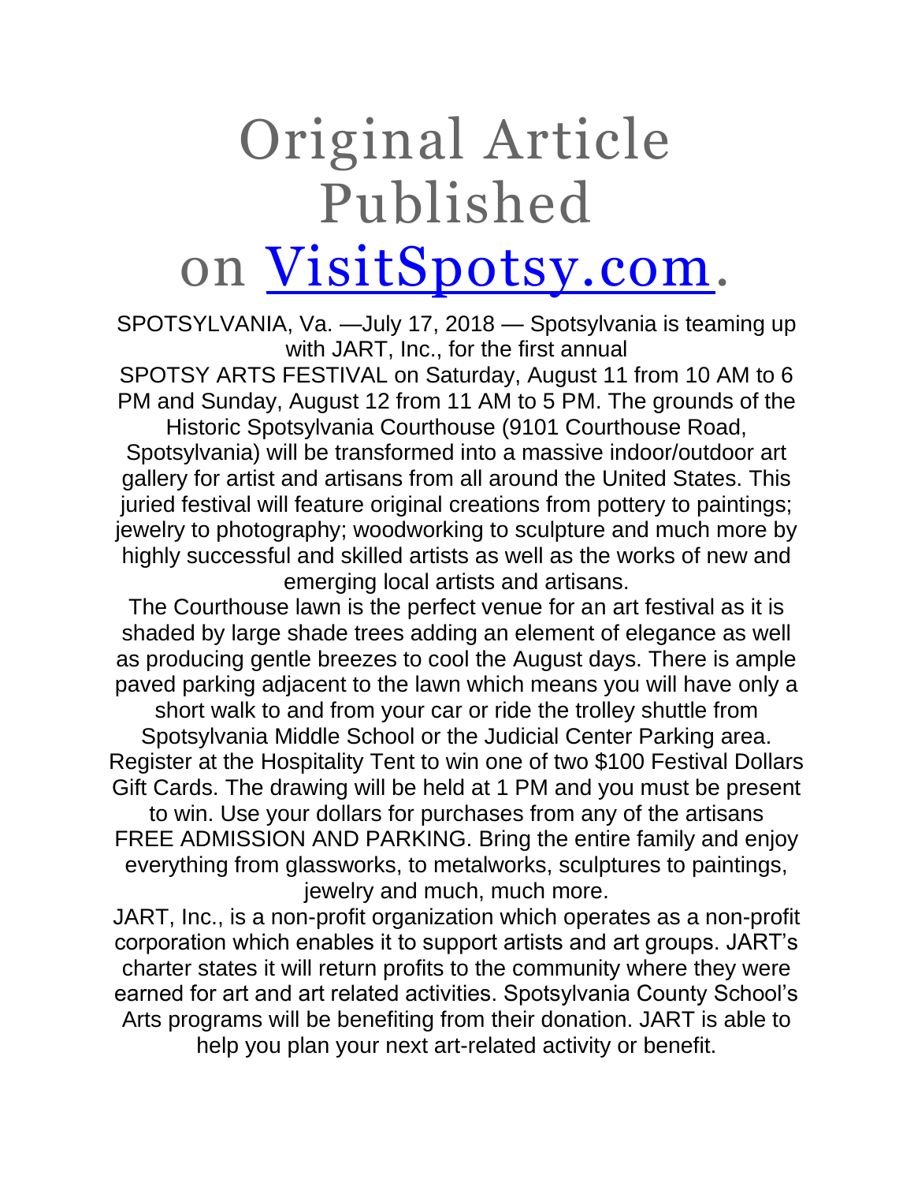# Original Article Published on [VisitSpotsy.com](VisitSpotsy.com).

SPOTSYLVANIA, Va. —July 17, 2018 — Spotsylvania is teaming up with JART, Inc., for the first annual SPOTSY ARTS FESTIVAL on Saturday, August 11 from 10 AM to 6 PM and Sunday, August 12 from 11 AM to 5 PM. The grounds of the Historic Spotsylvania Courthouse (9101 Courthouse Road, Spotsylvania) will be transformed into a massive indoor/outdoor art gallery for artist and artisans from all around the United States. This juried festival will feature original creations from pottery to paintings; jewelry to photography; woodworking to sculpture and much more by highly successful and skilled artists as well as the works of new and emerging local artists and artisans.

The Courthouse lawn is the perfect venue for an art festival as it is shaded by large shade trees adding an element of elegance as well as producing gentle breezes to cool the August days. There is ample paved parking adjacent to the lawn which means you will have only a short walk to and from your car or ride the trolley shuttle from Spotsylvania Middle School or the Judicial Center Parking area. Register at the Hospitality Tent to win one of two $100 Festival Dollars Gift Cards. The drawing will be held at 1 PM and you must be present to win. Use your dollars for purchases from any of the artisans

FREE ADMISSION AND PARKING. Bring the entire family and enjoy everything from glassworks, to metalworks, sculptures to paintings, jewelry and much, much more.

JART, Inc., is a non-profit organization which operates as a non-profit corporation which enables it to support artists and art groups. JART's charter states it will return profits to the community where they were earned for art and art related activities. Spotsylvania County School's Arts programs will be benefiting from their donation. JART is able to help you plan your next art-related activity or benefit.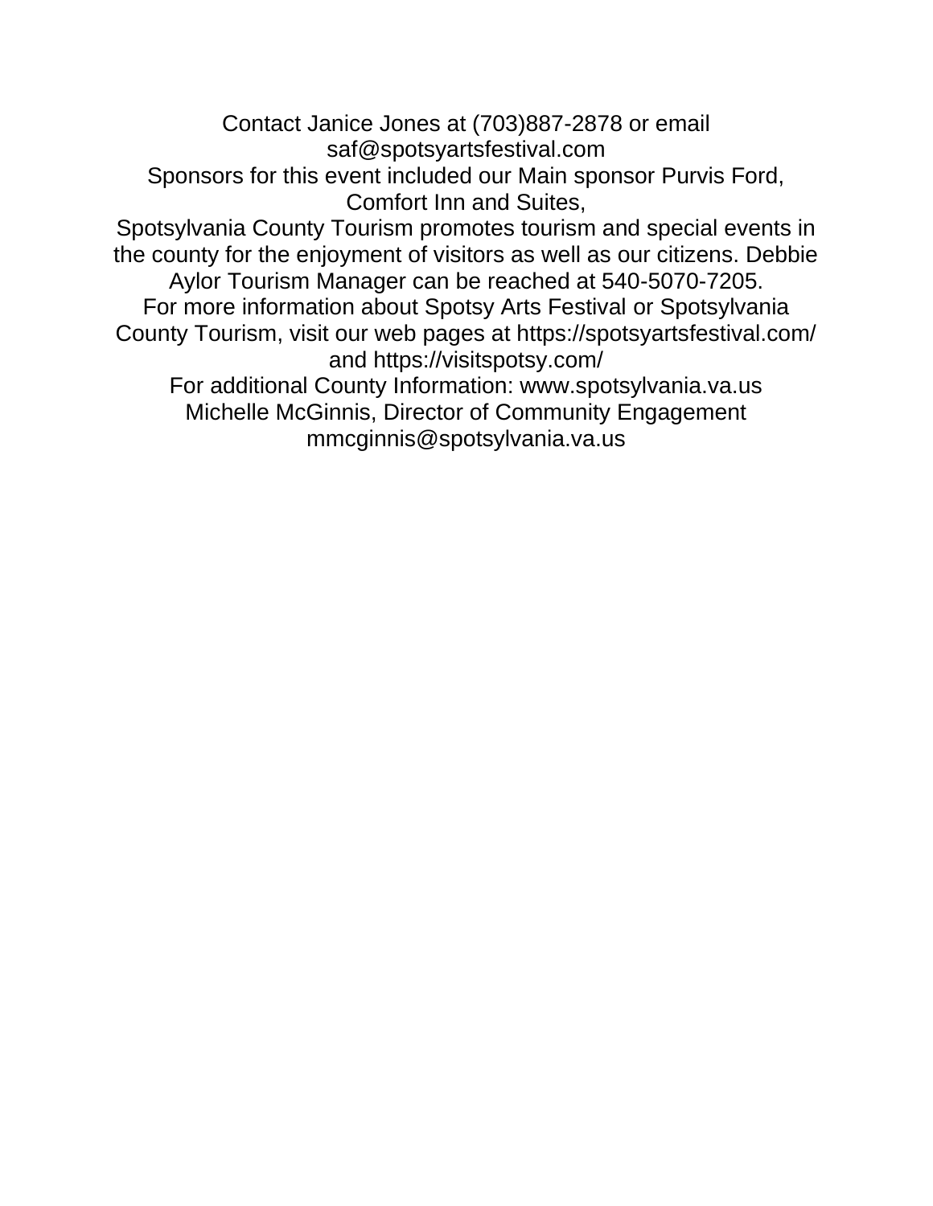Contact Janice Jones at (703)887-2878 or email saf@spotsyartsfestival.com

Sponsors for this event included our Main sponsor Purvis Ford, Comfort Inn and Suites,

Spotsylvania County Tourism promotes tourism and special events in the county for the enjoyment of visitors as well as our citizens. Debbie Aylor Tourism Manager can be reached at 540-5070-7205.

For more information about Spotsy Arts Festival or Spotsylvania County Tourism, visit our web pages at https://spotsyartsfestival.com/ and https://visitspotsy.com/

For additional County Information: www.spotsylvania.va.us

Michelle McGinnis, Director of Community Engagement

mmcginnis@spotsylvania.va.us